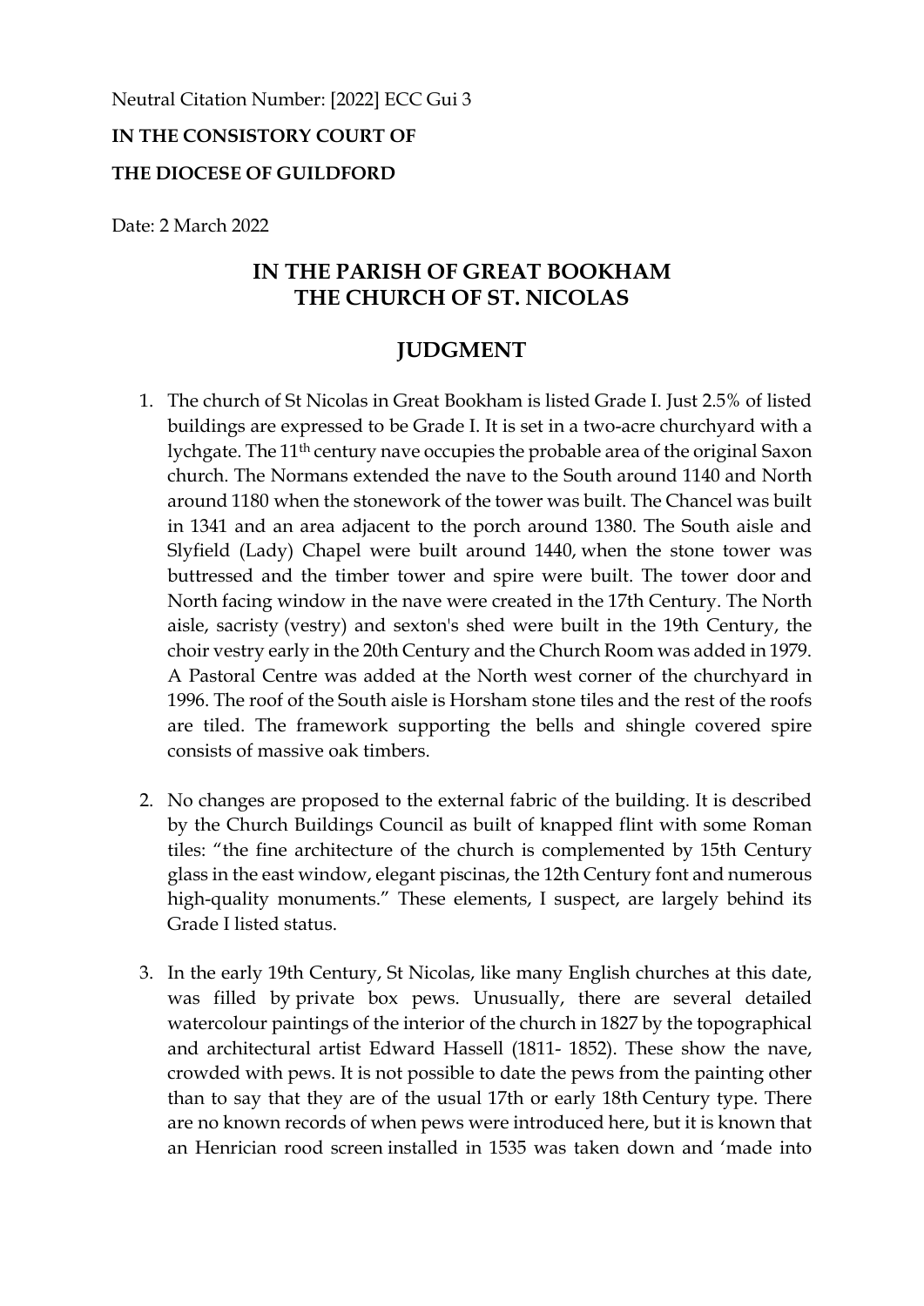Neutral Citation Number: [2022] ECC Gui 3

**IN THE CONSISTORY COURT OF**

**THE DIOCESE OF GUILDFORD**

Date: 2 March 2022

## IN THE PARISH OF GREAT BOOKHAM
## THE CHURCH OF ST. NICOLAS

## JUDGMENT

1. The church of St Nicolas in Great Bookham is listed Grade I. Just 2.5% of listed buildings are expressed to be Grade I. It is set in a two-acre churchyard with a lychgate. The 11th century nave occupies the probable area of the original Saxon church. The Normans extended the nave to the South around 1140 and North around 1180 when the stonework of the tower was built. The Chancel was built in 1341 and an area adjacent to the porch around 1380. The South aisle and Slyfield (Lady) Chapel were built around 1440, when the stone tower was buttressed and the timber tower and spire were built. The tower door and North facing window in the nave were created in the 17th Century. The North aisle, sacristy (vestry) and sexton's shed were built in the 19th Century, the choir vestry early in the 20th Century and the Church Room was added in 1979. A Pastoral Centre was added at the North west corner of the churchyard in 1996. The roof of the South aisle is Horsham stone tiles and the rest of the roofs are tiled. The framework supporting the bells and shingle covered spire consists of massive oak timbers.

2. No changes are proposed to the external fabric of the building. It is described by the Church Buildings Council as built of knapped flint with some Roman tiles: "the fine architecture of the church is complemented by 15th Century glass in the east window, elegant piscinas, the 12th Century font and numerous high-quality monuments." These elements, I suspect, are largely behind its Grade I listed status.

3. In the early 19th Century, St Nicolas, like many English churches at this date, was filled by private box pews. Unusually, there are several detailed watercolour paintings of the interior of the church in 1827 by the topographical and architectural artist Edward Hassell (1811- 1852). These show the nave, crowded with pews. It is not possible to date the pews from the painting other than to say that they are of the usual 17th or early 18th Century type. There are no known records of when pews were introduced here, but it is known that an Henrician rood screen installed in 1535 was taken down and 'made into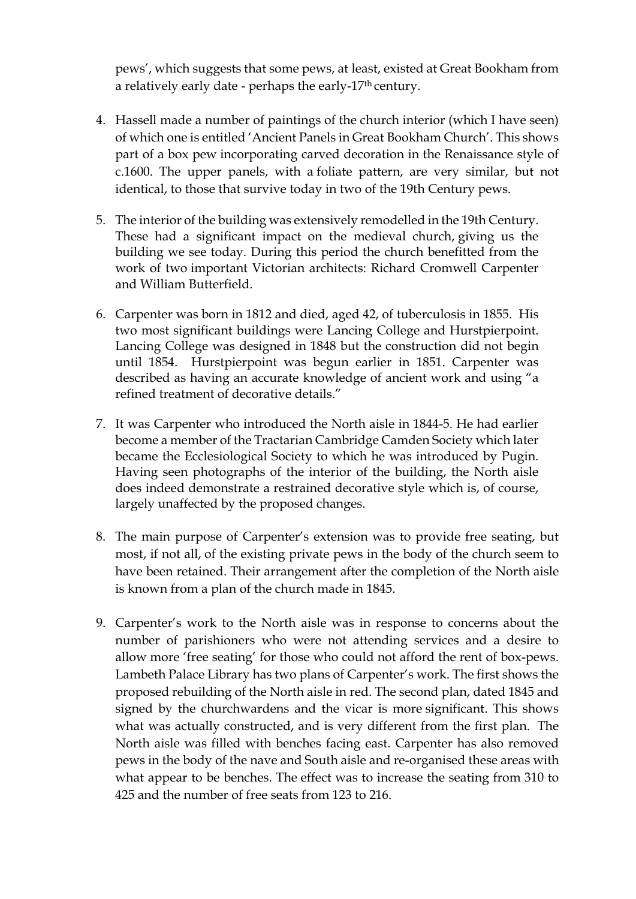pews', which suggests that some pews, at least, existed at Great Bookham from a relatively early date - perhaps the early-17th century.

4. Hassell made a number of paintings of the church interior (which I have seen) of which one is entitled 'Ancient Panels in Great Bookham Church'. This shows part of a box pew incorporating carved decoration in the Renaissance style of c.1600. The upper panels, with a foliate pattern, are very similar, but not identical, to those that survive today in two of the 19th Century pews.

5. The interior of the building was extensively remodelled in the 19th Century. These had a significant impact on the medieval church, giving us the building we see today. During this period the church benefitted from the work of two important Victorian architects: Richard Cromwell Carpenter and William Butterfield.

6. Carpenter was born in 1812 and died, aged 42, of tuberculosis in 1855. His two most significant buildings were Lancing College and Hurstpierpoint. Lancing College was designed in 1848 but the construction did not begin until 1854. Hurstpierpoint was begun earlier in 1851. Carpenter was described as having an accurate knowledge of ancient work and using "a refined treatment of decorative details."

7. It was Carpenter who introduced the North aisle in 1844-5. He had earlier become a member of the Tractarian Cambridge Camden Society which later became the Ecclesiological Society to which he was introduced by Pugin. Having seen photographs of the interior of the building, the North aisle does indeed demonstrate a restrained decorative style which is, of course, largely unaffected by the proposed changes.

8. The main purpose of Carpenter's extension was to provide free seating, but most, if not all, of the existing private pews in the body of the church seem to have been retained. Their arrangement after the completion of the North aisle is known from a plan of the church made in 1845.

9. Carpenter's work to the North aisle was in response to concerns about the number of parishioners who were not attending services and a desire to allow more 'free seating' for those who could not afford the rent of box-pews. Lambeth Palace Library has two plans of Carpenter's work. The first shows the proposed rebuilding of the North aisle in red. The second plan, dated 1845 and signed by the churchwardens and the vicar is more significant. This shows what was actually constructed, and is very different from the first plan. The North aisle was filled with benches facing east. Carpenter has also removed pews in the body of the nave and South aisle and re-organised these areas with what appear to be benches. The effect was to increase the seating from 310 to 425 and the number of free seats from 123 to 216.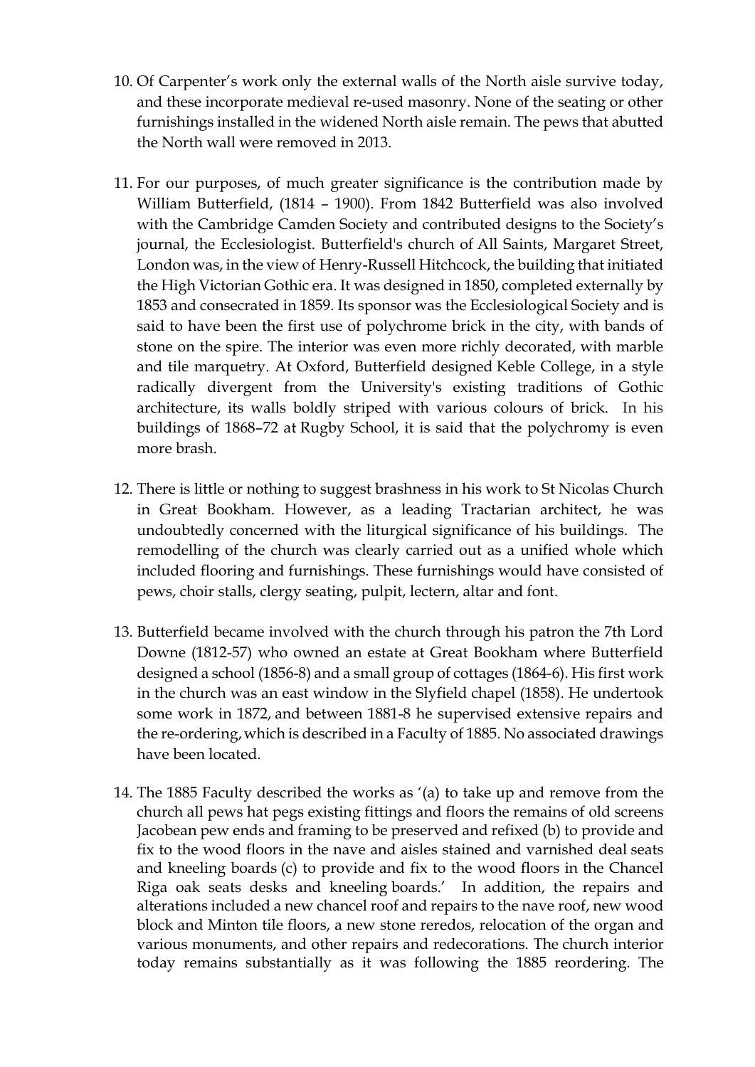10. Of Carpenter's work only the external walls of the North aisle survive today, and these incorporate medieval re-used masonry. None of the seating or other furnishings installed in the widened North aisle remain. The pews that abutted the North wall were removed in 2013.

11. For our purposes, of much greater significance is the contribution made by William Butterfield, (1814 – 1900). From 1842 Butterfield was also involved with the Cambridge Camden Society and contributed designs to the Society's journal, the Ecclesiologist. Butterfield's church of All Saints, Margaret Street, London was, in the view of Henry-Russell Hitchcock, the building that initiated the High Victorian Gothic era. It was designed in 1850, completed externally by 1853 and consecrated in 1859. Its sponsor was the Ecclesiological Society and is said to have been the first use of polychrome brick in the city, with bands of stone on the spire. The interior was even more richly decorated, with marble and tile marquetry. At Oxford, Butterfield designed Keble College, in a style radically divergent from the University's existing traditions of Gothic architecture, its walls boldly striped with various colours of brick. In his buildings of 1868–72 at Rugby School, it is said that the polychromy is even more brash.

12. There is little or nothing to suggest brashness in his work to St Nicolas Church in Great Bookham. However, as a leading Tractarian architect, he was undoubtedly concerned with the liturgical significance of his buildings. The remodelling of the church was clearly carried out as a unified whole which included flooring and furnishings. These furnishings would have consisted of pews, choir stalls, clergy seating, pulpit, lectern, altar and font.

13. Butterfield became involved with the church through his patron the 7th Lord Downe (1812-57) who owned an estate at Great Bookham where Butterfield designed a school (1856-8) and a small group of cottages (1864-6). His first work in the church was an east window in the Slyfield chapel (1858). He undertook some work in 1872, and between 1881-8 he supervised extensive repairs and the re-ordering, which is described in a Faculty of 1885. No associated drawings have been located.

14. The 1885 Faculty described the works as '(a) to take up and remove from the church all pews hat pegs existing fittings and floors the remains of old screens Jacobean pew ends and framing to be preserved and refixed (b) to provide and fix to the wood floors in the nave and aisles stained and varnished deal seats and kneeling boards (c) to provide and fix to the wood floors in the Chancel Riga oak seats desks and kneeling boards.' In addition, the repairs and alterations included a new chancel roof and repairs to the nave roof, new wood block and Minton tile floors, a new stone reredos, relocation of the organ and various monuments, and other repairs and redecorations. The church interior today remains substantially as it was following the 1885 reordering. The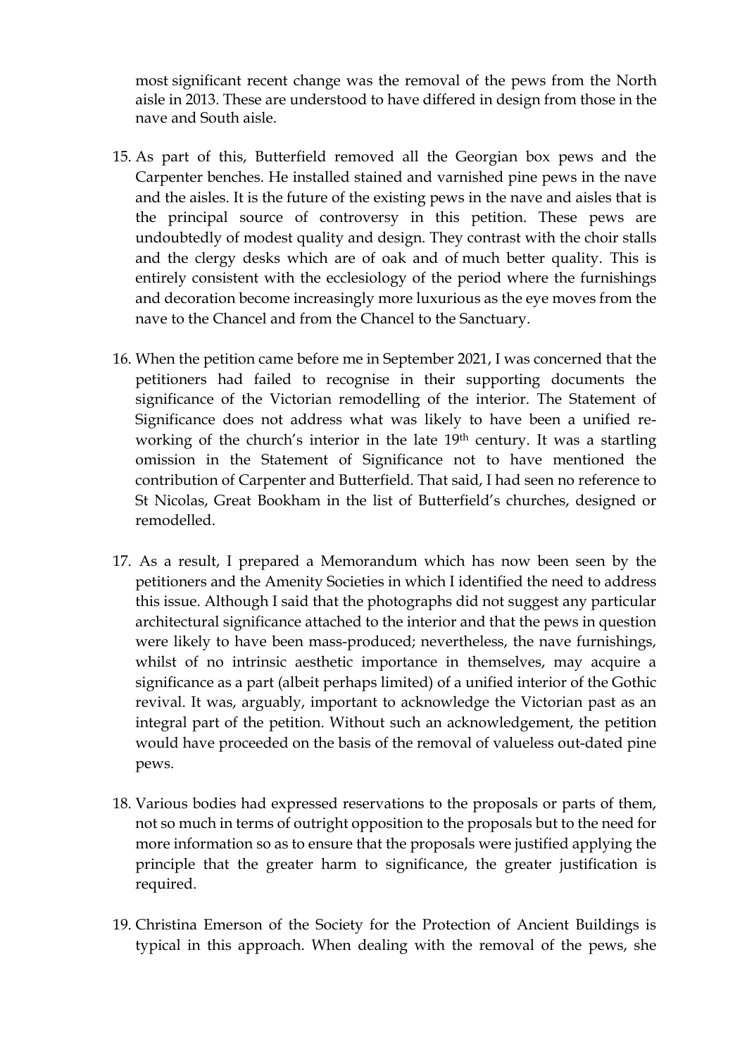most significant recent change was the removal of the pews from the North aisle in 2013. These are understood to have differed in design from those in the nave and South aisle.

15. As part of this, Butterfield removed all the Georgian box pews and the Carpenter benches. He installed stained and varnished pine pews in the nave and the aisles. It is the future of the existing pews in the nave and aisles that is the principal source of controversy in this petition. These pews are undoubtedly of modest quality and design. They contrast with the choir stalls and the clergy desks which are of oak and of much better quality. This is entirely consistent with the ecclesiology of the period where the furnishings and decoration become increasingly more luxurious as the eye moves from the nave to the Chancel and from the Chancel to the Sanctuary.

16. When the petition came before me in September 2021, I was concerned that the petitioners had failed to recognise in their supporting documents the significance of the Victorian remodelling of the interior. The Statement of Significance does not address what was likely to have been a unified re-working of the church's interior in the late 19th century. It was a startling omission in the Statement of Significance not to have mentioned the contribution of Carpenter and Butterfield. That said, I had seen no reference to St Nicolas, Great Bookham in the list of Butterfield's churches, designed or remodelled.

17. As a result, I prepared a Memorandum which has now been seen by the petitioners and the Amenity Societies in which I identified the need to address this issue. Although I said that the photographs did not suggest any particular architectural significance attached to the interior and that the pews in question were likely to have been mass-produced; nevertheless, the nave furnishings, whilst of no intrinsic aesthetic importance in themselves, may acquire a significance as a part (albeit perhaps limited) of a unified interior of the Gothic revival. It was, arguably, important to acknowledge the Victorian past as an integral part of the petition. Without such an acknowledgement, the petition would have proceeded on the basis of the removal of valueless out-dated pine pews.

18. Various bodies had expressed reservations to the proposals or parts of them, not so much in terms of outright opposition to the proposals but to the need for more information so as to ensure that the proposals were justified applying the principle that the greater harm to significance, the greater justification is required.

19. Christina Emerson of the Society for the Protection of Ancient Buildings is typical in this approach. When dealing with the removal of the pews, she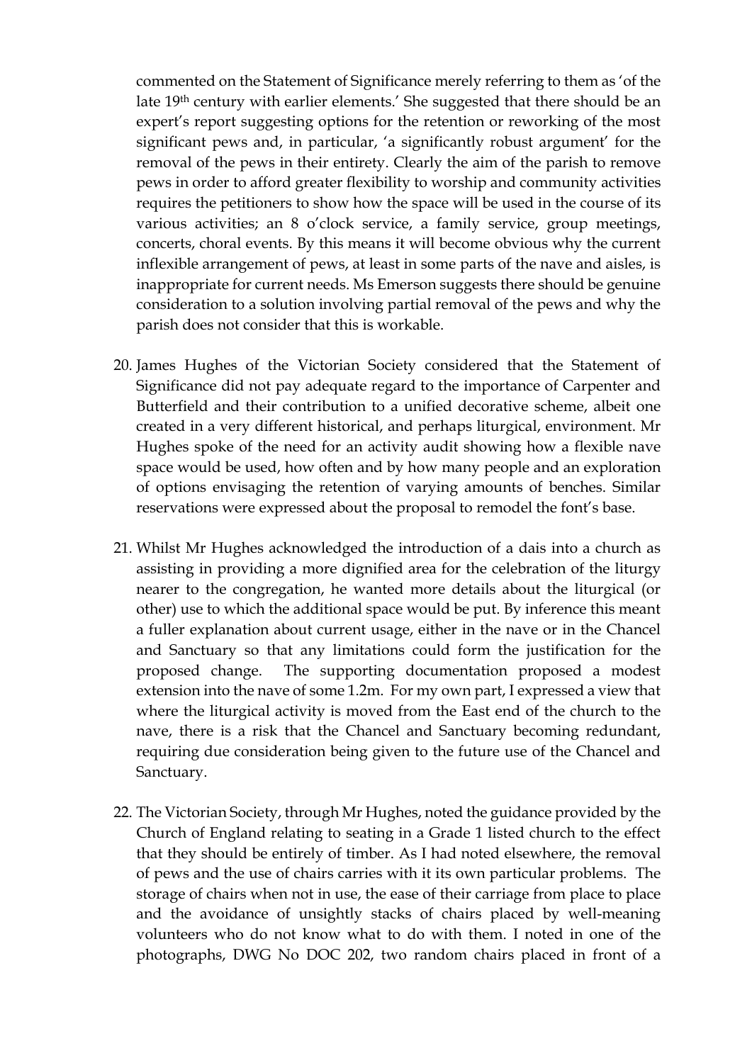commented on the Statement of Significance merely referring to them as 'of the late 19th century with earlier elements.' She suggested that there should be an expert's report suggesting options for the retention or reworking of the most significant pews and, in particular, 'a significantly robust argument' for the removal of the pews in their entirety. Clearly the aim of the parish to remove pews in order to afford greater flexibility to worship and community activities requires the petitioners to show how the space will be used in the course of its various activities; an 8 o'clock service, a family service, group meetings, concerts, choral events. By this means it will become obvious why the current inflexible arrangement of pews, at least in some parts of the nave and aisles, is inappropriate for current needs. Ms Emerson suggests there should be genuine consideration to a solution involving partial removal of the pews and why the parish does not consider that this is workable.

20. James Hughes of the Victorian Society considered that the Statement of Significance did not pay adequate regard to the importance of Carpenter and Butterfield and their contribution to a unified decorative scheme, albeit one created in a very different historical, and perhaps liturgical, environment. Mr Hughes spoke of the need for an activity audit showing how a flexible nave space would be used, how often and by how many people and an exploration of options envisaging the retention of varying amounts of benches. Similar reservations were expressed about the proposal to remodel the font's base.

21. Whilst Mr Hughes acknowledged the introduction of a dais into a church as assisting in providing a more dignified area for the celebration of the liturgy nearer to the congregation, he wanted more details about the liturgical (or other) use to which the additional space would be put. By inference this meant a fuller explanation about current usage, either in the nave or in the Chancel and Sanctuary so that any limitations could form the justification for the proposed change. The supporting documentation proposed a modest extension into the nave of some 1.2m. For my own part, I expressed a view that where the liturgical activity is moved from the East end of the church to the nave, there is a risk that the Chancel and Sanctuary becoming redundant, requiring due consideration being given to the future use of the Chancel and Sanctuary.

22. The Victorian Society, through Mr Hughes, noted the guidance provided by the Church of England relating to seating in a Grade 1 listed church to the effect that they should be entirely of timber. As I had noted elsewhere, the removal of pews and the use of chairs carries with it its own particular problems. The storage of chairs when not in use, the ease of their carriage from place to place and the avoidance of unsightly stacks of chairs placed by well-meaning volunteers who do not know what to do with them. I noted in one of the photographs, DWG No DOC 202, two random chairs placed in front of a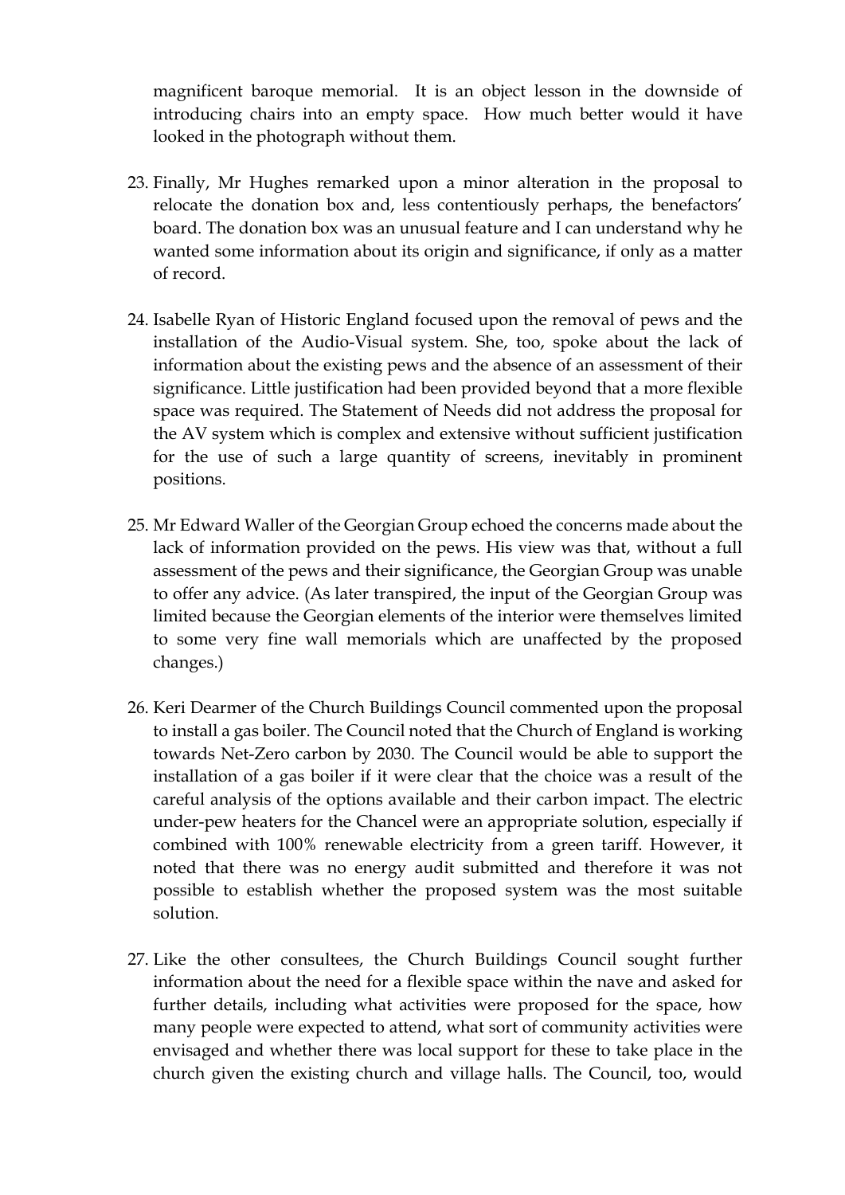magnificent baroque memorial. It is an object lesson in the downside of introducing chairs into an empty space. How much better would it have looked in the photograph without them.

23. Finally, Mr Hughes remarked upon a minor alteration in the proposal to relocate the donation box and, less contentiously perhaps, the benefactors' board. The donation box was an unusual feature and I can understand why he wanted some information about its origin and significance, if only as a matter of record.

24. Isabelle Ryan of Historic England focused upon the removal of pews and the installation of the Audio-Visual system. She, too, spoke about the lack of information about the existing pews and the absence of an assessment of their significance. Little justification had been provided beyond that a more flexible space was required. The Statement of Needs did not address the proposal for the AV system which is complex and extensive without sufficient justification for the use of such a large quantity of screens, inevitably in prominent positions.

25. Mr Edward Waller of the Georgian Group echoed the concerns made about the lack of information provided on the pews. His view was that, without a full assessment of the pews and their significance, the Georgian Group was unable to offer any advice. (As later transpired, the input of the Georgian Group was limited because the Georgian elements of the interior were themselves limited to some very fine wall memorials which are unaffected by the proposed changes.)

26. Keri Dearmer of the Church Buildings Council commented upon the proposal to install a gas boiler. The Council noted that the Church of England is working towards Net-Zero carbon by 2030. The Council would be able to support the installation of a gas boiler if it were clear that the choice was a result of the careful analysis of the options available and their carbon impact. The electric under-pew heaters for the Chancel were an appropriate solution, especially if combined with 100% renewable electricity from a green tariff. However, it noted that there was no energy audit submitted and therefore it was not possible to establish whether the proposed system was the most suitable solution.

27. Like the other consultees, the Church Buildings Council sought further information about the need for a flexible space within the nave and asked for further details, including what activities were proposed for the space, how many people were expected to attend, what sort of community activities were envisaged and whether there was local support for these to take place in the church given the existing church and village halls. The Council, too, would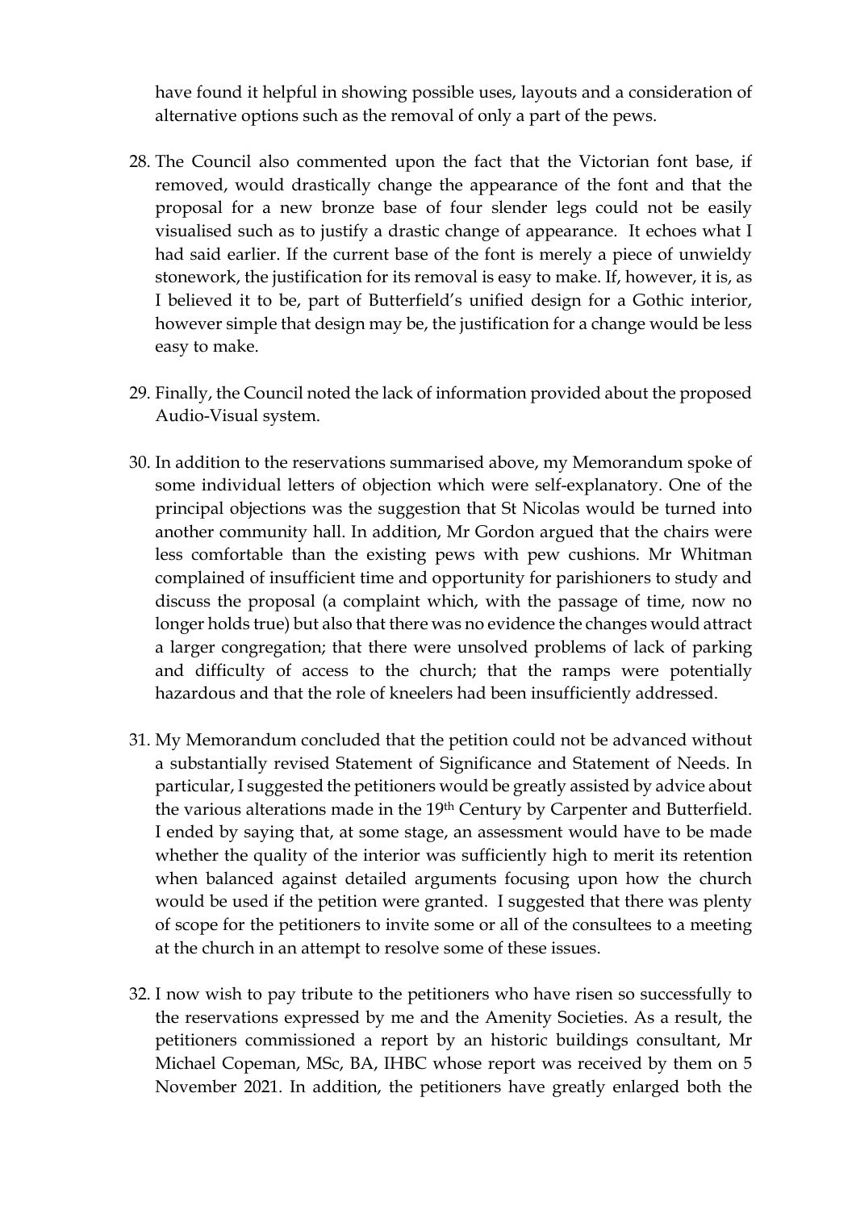have found it helpful in showing possible uses, layouts and a consideration of alternative options such as the removal of only a part of the pews.

28. The Council also commented upon the fact that the Victorian font base, if removed, would drastically change the appearance of the font and that the proposal for a new bronze base of four slender legs could not be easily visualised such as to justify a drastic change of appearance. It echoes what I had said earlier. If the current base of the font is merely a piece of unwieldy stonework, the justification for its removal is easy to make. If, however, it is, as I believed it to be, part of Butterfield's unified design for a Gothic interior, however simple that design may be, the justification for a change would be less easy to make.

29. Finally, the Council noted the lack of information provided about the proposed Audio-Visual system.

30. In addition to the reservations summarised above, my Memorandum spoke of some individual letters of objection which were self-explanatory. One of the principal objections was the suggestion that St Nicolas would be turned into another community hall. In addition, Mr Gordon argued that the chairs were less comfortable than the existing pews with pew cushions. Mr Whitman complained of insufficient time and opportunity for parishioners to study and discuss the proposal (a complaint which, with the passage of time, now no longer holds true) but also that there was no evidence the changes would attract a larger congregation; that there were unsolved problems of lack of parking and difficulty of access to the church; that the ramps were potentially hazardous and that the role of kneelers had been insufficiently addressed.

31. My Memorandum concluded that the petition could not be advanced without a substantially revised Statement of Significance and Statement of Needs. In particular, I suggested the petitioners would be greatly assisted by advice about the various alterations made in the 19th Century by Carpenter and Butterfield. I ended by saying that, at some stage, an assessment would have to be made whether the quality of the interior was sufficiently high to merit its retention when balanced against detailed arguments focusing upon how the church would be used if the petition were granted. I suggested that there was plenty of scope for the petitioners to invite some or all of the consultees to a meeting at the church in an attempt to resolve some of these issues.

32. I now wish to pay tribute to the petitioners who have risen so successfully to the reservations expressed by me and the Amenity Societies. As a result, the petitioners commissioned a report by an historic buildings consultant, Mr Michael Copeman, MSc, BA, IHBC whose report was received by them on 5 November 2021. In addition, the petitioners have greatly enlarged both the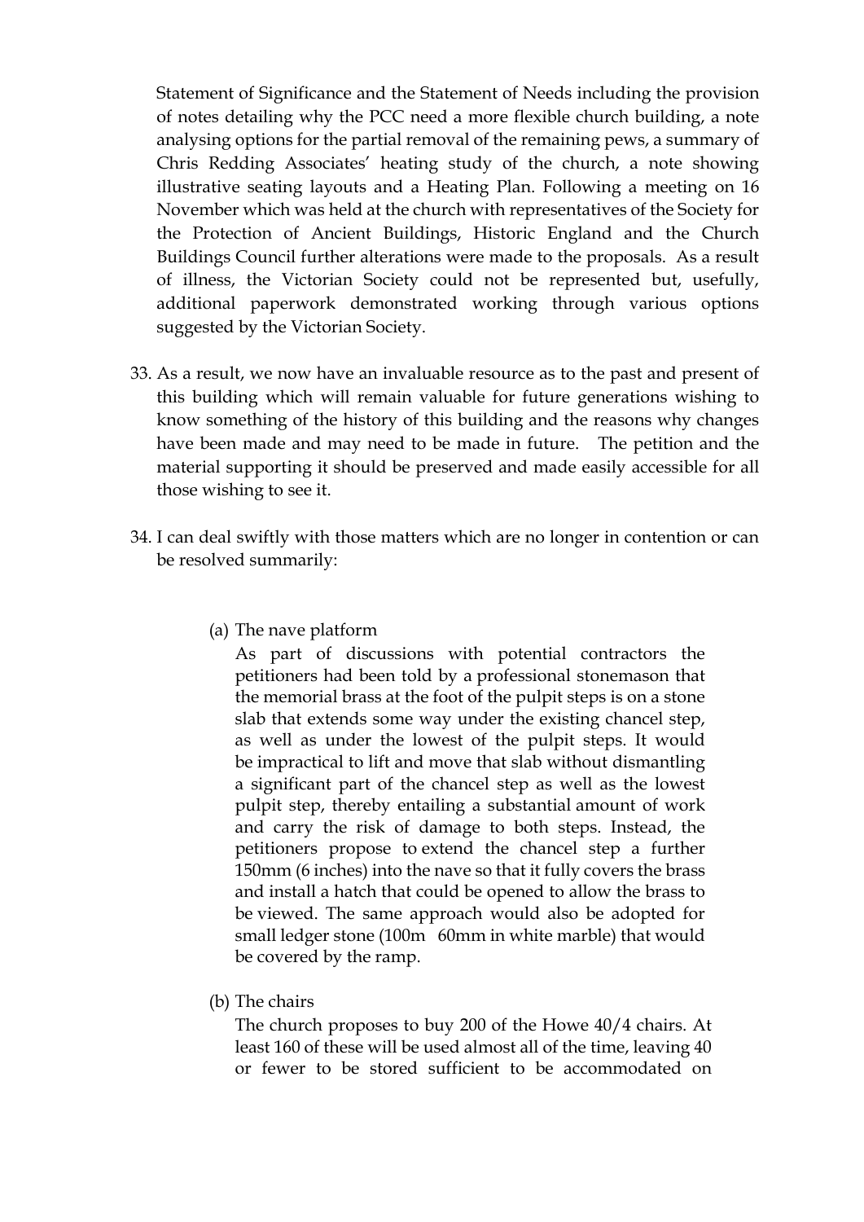Statement of Significance and the Statement of Needs including the provision of notes detailing why the PCC need a more flexible church building, a note analysing options for the partial removal of the remaining pews, a summary of Chris Redding Associates' heating study of the church, a note showing illustrative seating layouts and a Heating Plan. Following a meeting on 16 November which was held at the church with representatives of the Society for the Protection of Ancient Buildings, Historic England and the Church Buildings Council further alterations were made to the proposals. As a result of illness, the Victorian Society could not be represented but, usefully, additional paperwork demonstrated working through various options suggested by the Victorian Society.

33. As a result, we now have an invaluable resource as to the past and present of this building which will remain valuable for future generations wishing to know something of the history of this building and the reasons why changes have been made and may need to be made in future. The petition and the material supporting it should be preserved and made easily accessible for all those wishing to see it.

34. I can deal swiftly with those matters which are no longer in contention or can be resolved summarily:

    (a) The nave platform
    As part of discussions with potential contractors the petitioners had been told by a professional stonemason that the memorial brass at the foot of the pulpit steps is on a stone slab that extends some way under the existing chancel step, as well as under the lowest of the pulpit steps. It would be impractical to lift and move that slab without dismantling a significant part of the chancel step as well as the lowest pulpit step, thereby entailing a substantial amount of work and carry the risk of damage to both steps. Instead, the petitioners propose to extend the chancel step a further 150mm (6 inches) into the nave so that it fully covers the brass and install a hatch that could be opened to allow the brass to be viewed. The same approach would also be adopted for small ledger stone (100m 60mm in white marble) that would be covered by the ramp.

    (b) The chairs
    The church proposes to buy 200 of the Howe 40/4 chairs. At least 160 of these will be used almost all of the time, leaving 40 or fewer to be stored sufficient to be accommodated on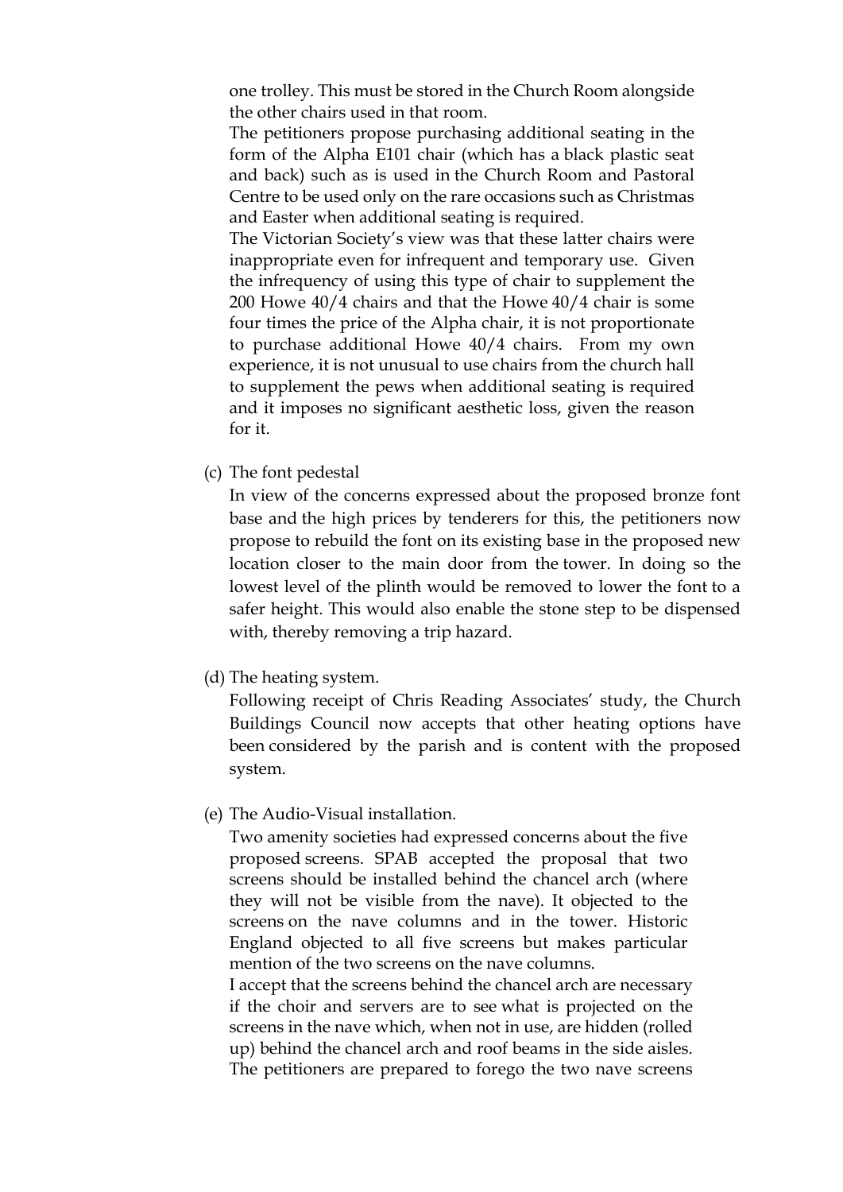one trolley. This must be stored in the Church Room alongside the other chairs used in that room.

The petitioners propose purchasing additional seating in the form of the Alpha E101 chair (which has a black plastic seat and back) such as is used in the Church Room and Pastoral Centre to be used only on the rare occasions such as Christmas and Easter when additional seating is required.

The Victorian Society's view was that these latter chairs were inappropriate even for infrequent and temporary use. Given the infrequency of using this type of chair to supplement the 200 Howe 40/4 chairs and that the Howe 40/4 chair is some four times the price of the Alpha chair, it is not proportionate to purchase additional Howe 40/4 chairs. From my own experience, it is not unusual to use chairs from the church hall to supplement the pews when additional seating is required and it imposes no significant aesthetic loss, given the reason for it.

(c) The font pedestal

In view of the concerns expressed about the proposed bronze font base and the high prices by tenderers for this, the petitioners now propose to rebuild the font on its existing base in the proposed new location closer to the main door from the tower. In doing so the lowest level of the plinth would be removed to lower the font to a safer height. This would also enable the stone step to be dispensed with, thereby removing a trip hazard.

(d) The heating system.

Following receipt of Chris Reading Associates' study, the Church Buildings Council now accepts that other heating options have been considered by the parish and is content with the proposed system.

(e) The Audio-Visual installation.

Two amenity societies had expressed concerns about the five proposed screens. SPAB accepted the proposal that two screens should be installed behind the chancel arch (where they will not be visible from the nave). It objected to the screens on the nave columns and in the tower. Historic England objected to all five screens but makes particular mention of the two screens on the nave columns.

I accept that the screens behind the chancel arch are necessary if the choir and servers are to see what is projected on the screens in the nave which, when not in use, are hidden (rolled up) behind the chancel arch and roof beams in the side aisles. The petitioners are prepared to forego the two nave screens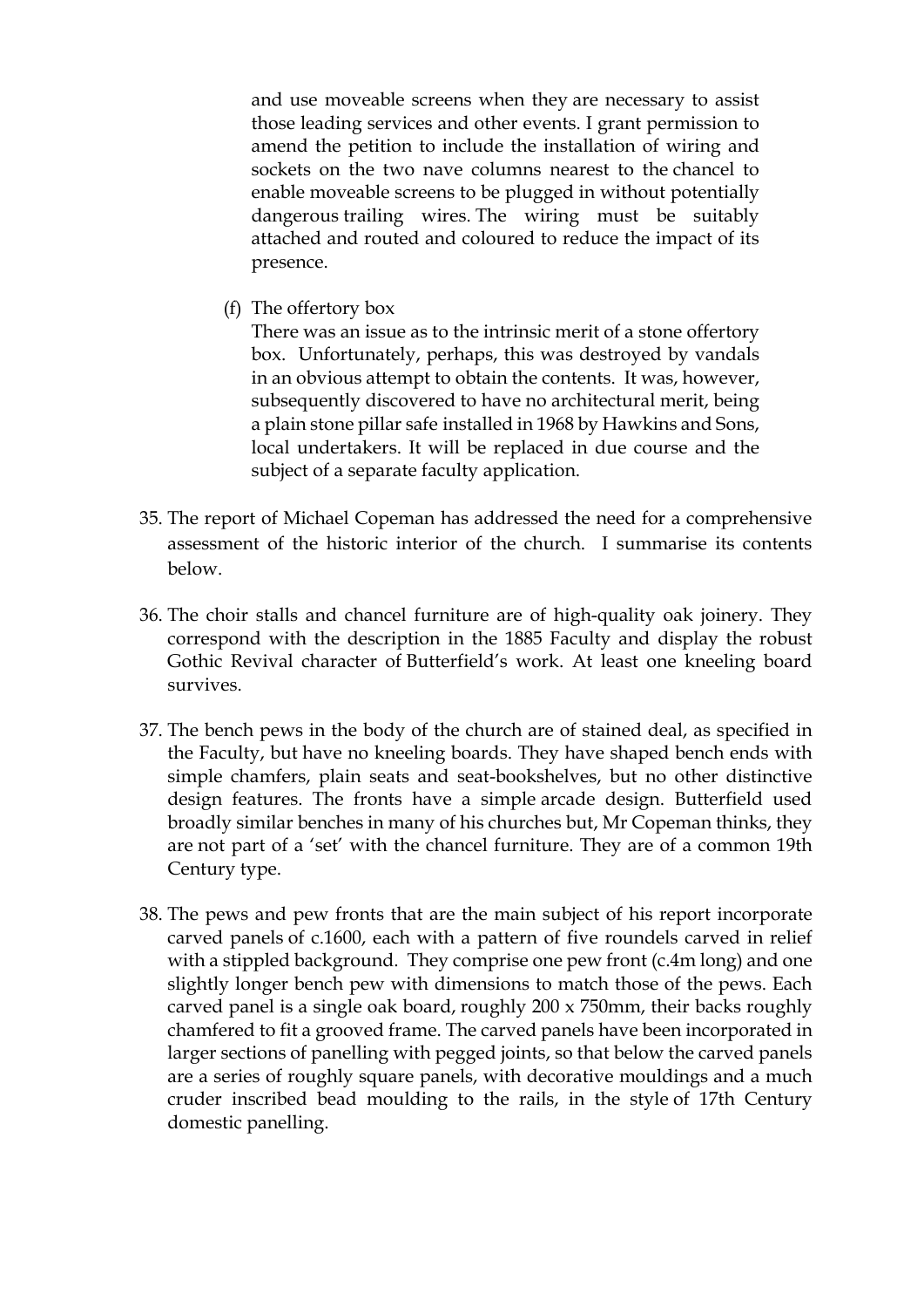and use moveable screens when they are necessary to assist those leading services and other events. I grant permission to amend the petition to include the installation of wiring and sockets on the two nave columns nearest to the chancel to enable moveable screens to be plugged in without potentially dangerous trailing wires. The wiring must be suitably attached and routed and coloured to reduce the impact of its presence.

(f) The offertory box

There was an issue as to the intrinsic merit of a stone offertory box. Unfortunately, perhaps, this was destroyed by vandals in an obvious attempt to obtain the contents. It was, however, subsequently discovered to have no architectural merit, being a plain stone pillar safe installed in 1968 by Hawkins and Sons, local undertakers. It will be replaced in due course and the subject of a separate faculty application.

35. The report of Michael Copeman has addressed the need for a comprehensive assessment of the historic interior of the church. I summarise its contents below.

36. The choir stalls and chancel furniture are of high-quality oak joinery. They correspond with the description in the 1885 Faculty and display the robust Gothic Revival character of Butterfield's work. At least one kneeling board survives.

37. The bench pews in the body of the church are of stained deal, as specified in the Faculty, but have no kneeling boards. They have shaped bench ends with simple chamfers, plain seats and seat-bookshelves, but no other distinctive design features. The fronts have a simple arcade design. Butterfield used broadly similar benches in many of his churches but, Mr Copeman thinks, they are not part of a 'set' with the chancel furniture. They are of a common 19th Century type.

38. The pews and pew fronts that are the main subject of his report incorporate carved panels of c.1600, each with a pattern of five roundels carved in relief with a stippled background. They comprise one pew front (c.4m long) and one slightly longer bench pew with dimensions to match those of the pews. Each carved panel is a single oak board, roughly 200 x 750mm, their backs roughly chamfered to fit a grooved frame. The carved panels have been incorporated in larger sections of panelling with pegged joints, so that below the carved panels are a series of roughly square panels, with decorative mouldings and a much cruder inscribed bead moulding to the rails, in the style of 17th Century domestic panelling.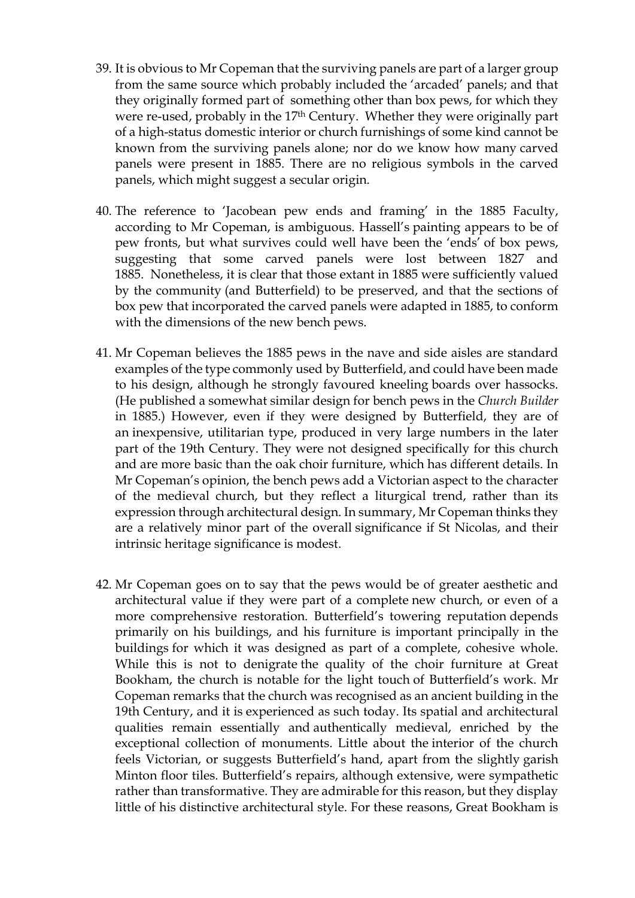39. It is obvious to Mr Copeman that the surviving panels are part of a larger group from the same source which probably included the 'arcaded' panels; and that they originally formed part of something other than box pews, for which they were re-used, probably in the 17th Century. Whether they were originally part of a high-status domestic interior or church furnishings of some kind cannot be known from the surviving panels alone; nor do we know how many carved panels were present in 1885. There are no religious symbols in the carved panels, which might suggest a secular origin.

40. The reference to 'Jacobean pew ends and framing' in the 1885 Faculty, according to Mr Copeman, is ambiguous. Hassell's painting appears to be of pew fronts, but what survives could well have been the 'ends' of box pews, suggesting that some carved panels were lost between 1827 and 1885. Nonetheless, it is clear that those extant in 1885 were sufficiently valued by the community (and Butterfield) to be preserved, and that the sections of box pew that incorporated the carved panels were adapted in 1885, to conform with the dimensions of the new bench pews.

41. Mr Copeman believes the 1885 pews in the nave and side aisles are standard examples of the type commonly used by Butterfield, and could have been made to his design, although he strongly favoured kneeling boards over hassocks. (He published a somewhat similar design for bench pews in the *Church Builder* in 1885.) However, even if they were designed by Butterfield, they are of an inexpensive, utilitarian type, produced in very large numbers in the later part of the 19th Century. They were not designed specifically for this church and are more basic than the oak choir furniture, which has different details. In Mr Copeman's opinion, the bench pews add a Victorian aspect to the character of the medieval church, but they reflect a liturgical trend, rather than its expression through architectural design. In summary, Mr Copeman thinks they are a relatively minor part of the overall significance if St Nicolas, and their intrinsic heritage significance is modest.

42. Mr Copeman goes on to say that the pews would be of greater aesthetic and architectural value if they were part of a complete new church, or even of a more comprehensive restoration. Butterfield's towering reputation depends primarily on his buildings, and his furniture is important principally in the buildings for which it was designed as part of a complete, cohesive whole. While this is not to denigrate the quality of the choir furniture at Great Bookham, the church is notable for the light touch of Butterfield's work. Mr Copeman remarks that the church was recognised as an ancient building in the 19th Century, and it is experienced as such today. Its spatial and architectural qualities remain essentially and authentically medieval, enriched by the exceptional collection of monuments. Little about the interior of the church feels Victorian, or suggests Butterfield's hand, apart from the slightly garish Minton floor tiles. Butterfield's repairs, although extensive, were sympathetic rather than transformative. They are admirable for this reason, but they display little of his distinctive architectural style. For these reasons, Great Bookham is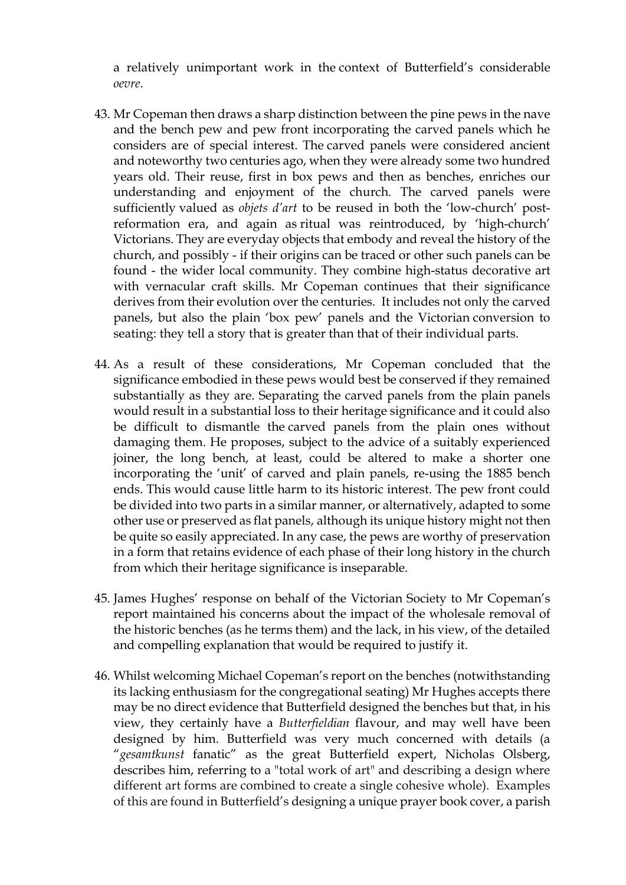a relatively unimportant work in the context of Butterfield's considerable *oevre*.

43. Mr Copeman then draws a sharp distinction between the pine pews in the nave and the bench pew and pew front incorporating the carved panels which he considers are of special interest. The carved panels were considered ancient and noteworthy two centuries ago, when they were already some two hundred years old. Their reuse, first in box pews and then as benches, enriches our understanding and enjoyment of the church. The carved panels were sufficiently valued as *objets d'art* to be reused in both the 'low-church' post-reformation era, and again as ritual was reintroduced, by 'high-church' Victorians. They are everyday objects that embody and reveal the history of the church, and possibly - if their origins can be traced or other such panels can be found - the wider local community. They combine high-status decorative art with vernacular craft skills. Mr Copeman continues that their significance derives from their evolution over the centuries. It includes not only the carved panels, but also the plain 'box pew' panels and the Victorian conversion to seating: they tell a story that is greater than that of their individual parts.

44. As a result of these considerations, Mr Copeman concluded that the significance embodied in these pews would best be conserved if they remained substantially as they are. Separating the carved panels from the plain panels would result in a substantial loss to their heritage significance and it could also be difficult to dismantle the carved panels from the plain ones without damaging them. He proposes, subject to the advice of a suitably experienced joiner, the long bench, at least, could be altered to make a shorter one incorporating the 'unit' of carved and plain panels, re-using the 1885 bench ends. This would cause little harm to its historic interest. The pew front could be divided into two parts in a similar manner, or alternatively, adapted to some other use or preserved as flat panels, although its unique history might not then be quite so easily appreciated. In any case, the pews are worthy of preservation in a form that retains evidence of each phase of their long history in the church from which their heritage significance is inseparable.

45. James Hughes' response on behalf of the Victorian Society to Mr Copeman's report maintained his concerns about the impact of the wholesale removal of the historic benches (as he terms them) and the lack, in his view, of the detailed and compelling explanation that would be required to justify it.

46. Whilst welcoming Michael Copeman's report on the benches (notwithstanding its lacking enthusiasm for the congregational seating) Mr Hughes accepts there may be no direct evidence that Butterfield designed the benches but that, in his view, they certainly have a *Butterfieldian* flavour, and may well have been designed by him. Butterfield was very much concerned with details (a "*gesamtkunst* fanatic" as the great Butterfield expert, Nicholas Olsberg, describes him, referring to a "total work of art" and describing a design where different art forms are combined to create a single cohesive whole). Examples of this are found in Butterfield's designing a unique prayer book cover, a parish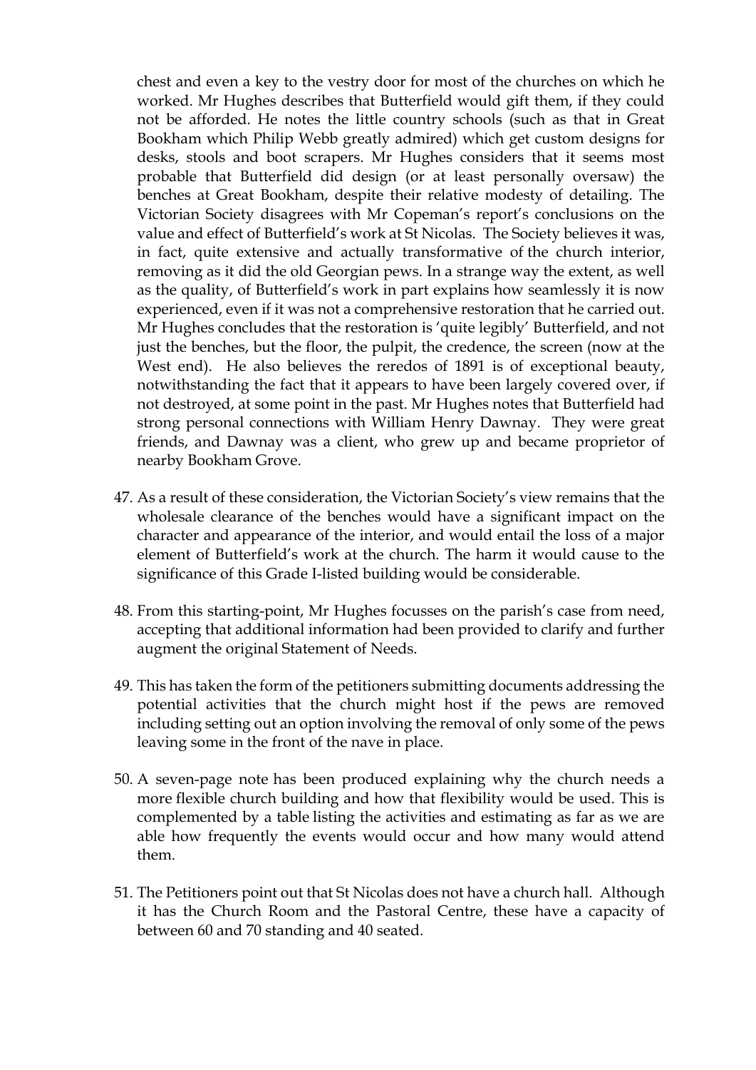chest and even a key to the vestry door for most of the churches on which he worked. Mr Hughes describes that Butterfield would gift them, if they could not be afforded. He notes the little country schools (such as that in Great Bookham which Philip Webb greatly admired) which get custom designs for desks, stools and boot scrapers. Mr Hughes considers that it seems most probable that Butterfield did design (or at least personally oversaw) the benches at Great Bookham, despite their relative modesty of detailing. The Victorian Society disagrees with Mr Copeman's report's conclusions on the value and effect of Butterfield's work at St Nicolas. The Society believes it was, in fact, quite extensive and actually transformative of the church interior, removing as it did the old Georgian pews. In a strange way the extent, as well as the quality, of Butterfield's work in part explains how seamlessly it is now experienced, even if it was not a comprehensive restoration that he carried out. Mr Hughes concludes that the restoration is 'quite legibly' Butterfield, and not just the benches, but the floor, the pulpit, the credence, the screen (now at the West end). He also believes the reredos of 1891 is of exceptional beauty, notwithstanding the fact that it appears to have been largely covered over, if not destroyed, at some point in the past. Mr Hughes notes that Butterfield had strong personal connections with William Henry Dawnay. They were great friends, and Dawnay was a client, who grew up and became proprietor of nearby Bookham Grove.

47. As a result of these consideration, the Victorian Society's view remains that the wholesale clearance of the benches would have a significant impact on the character and appearance of the interior, and would entail the loss of a major element of Butterfield's work at the church. The harm it would cause to the significance of this Grade I-listed building would be considerable.

48. From this starting-point, Mr Hughes focusses on the parish's case from need, accepting that additional information had been provided to clarify and further augment the original Statement of Needs.

49. This has taken the form of the petitioners submitting documents addressing the potential activities that the church might host if the pews are removed including setting out an option involving the removal of only some of the pews leaving some in the front of the nave in place.

50. A seven-page note has been produced explaining why the church needs a more flexible church building and how that flexibility would be used. This is complemented by a table listing the activities and estimating as far as we are able how frequently the events would occur and how many would attend them.

51. The Petitioners point out that St Nicolas does not have a church hall. Although it has the Church Room and the Pastoral Centre, these have a capacity of between 60 and 70 standing and 40 seated.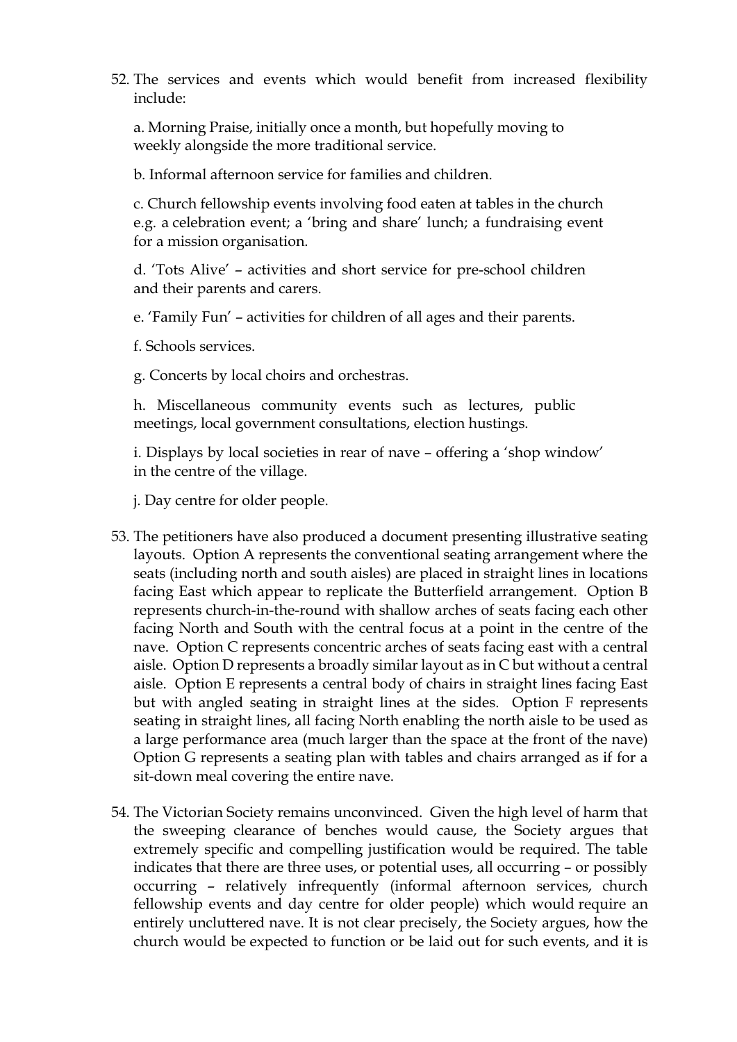52. The services and events which would benefit from increased flexibility include:

    a. Morning Praise, initially once a month, but hopefully moving to weekly alongside the more traditional service.

    b. Informal afternoon service for families and children.

    c. Church fellowship events involving food eaten at tables in the church e.g. a celebration event; a 'bring and share' lunch; a fundraising event for a mission organisation.

    d. 'Tots Alive' – activities and short service for pre-school children and their parents and carers.

    e. 'Family Fun' – activities for children of all ages and their parents.

    f. Schools services.

    g. Concerts by local choirs and orchestras.

    h. Miscellaneous community events such as lectures, public meetings, local government consultations, election hustings.

    i. Displays by local societies in rear of nave – offering a 'shop window' in the centre of the village.

    j. Day centre for older people.

53. The petitioners have also produced a document presenting illustrative seating layouts. Option A represents the conventional seating arrangement where the seats (including north and south aisles) are placed in straight lines in locations facing East which appear to replicate the Butterfield arrangement. Option B represents church-in-the-round with shallow arches of seats facing each other facing North and South with the central focus at a point in the centre of the nave. Option C represents concentric arches of seats facing east with a central aisle. Option D represents a broadly similar layout as in C but without a central aisle. Option E represents a central body of chairs in straight lines facing East but with angled seating in straight lines at the sides. Option F represents seating in straight lines, all facing North enabling the north aisle to be used as a large performance area (much larger than the space at the front of the nave) Option G represents a seating plan with tables and chairs arranged as if for a sit-down meal covering the entire nave.

54. The Victorian Society remains unconvinced. Given the high level of harm that the sweeping clearance of benches would cause, the Society argues that extremely specific and compelling justification would be required. The table indicates that there are three uses, or potential uses, all occurring – or possibly occurring – relatively infrequently (informal afternoon services, church fellowship events and day centre for older people) which would require an entirely uncluttered nave. It is not clear precisely, the Society argues, how the church would be expected to function or be laid out for such events, and it is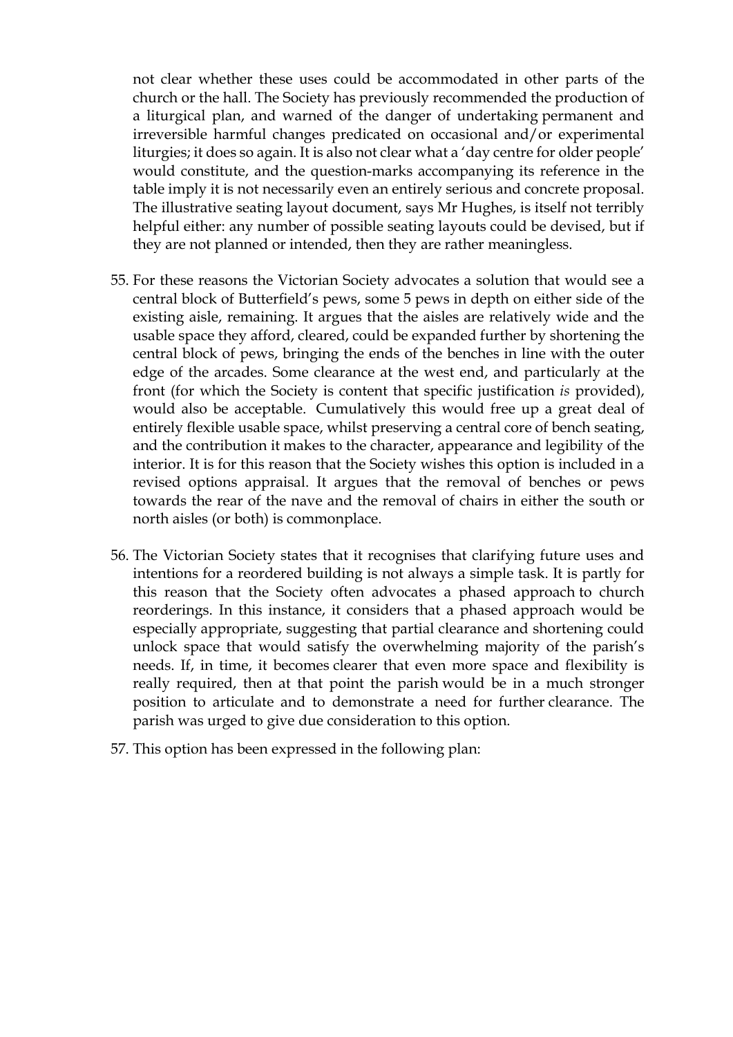not clear whether these uses could be accommodated in other parts of the church or the hall. The Society has previously recommended the production of a liturgical plan, and warned of the danger of undertaking permanent and irreversible harmful changes predicated on occasional and/or experimental liturgies; it does so again. It is also not clear what a 'day centre for older people' would constitute, and the question-marks accompanying its reference in the table imply it is not necessarily even an entirely serious and concrete proposal. The illustrative seating layout document, says Mr Hughes, is itself not terribly helpful either: any number of possible seating layouts could be devised, but if they are not planned or intended, then they are rather meaningless.

55. For these reasons the Victorian Society advocates a solution that would see a central block of Butterfield's pews, some 5 pews in depth on either side of the existing aisle, remaining. It argues that the aisles are relatively wide and the usable space they afford, cleared, could be expanded further by shortening the central block of pews, bringing the ends of the benches in line with the outer edge of the arcades. Some clearance at the west end, and particularly at the front (for which the Society is content that specific justification *is* provided), would also be acceptable. Cumulatively this would free up a great deal of entirely flexible usable space, whilst preserving a central core of bench seating, and the contribution it makes to the character, appearance and legibility of the interior. It is for this reason that the Society wishes this option is included in a revised options appraisal. It argues that the removal of benches or pews towards the rear of the nave and the removal of chairs in either the south or north aisles (or both) is commonplace.

56. The Victorian Society states that it recognises that clarifying future uses and intentions for a reordered building is not always a simple task. It is partly for this reason that the Society often advocates a phased approach to church reorderings. In this instance, it considers that a phased approach would be especially appropriate, suggesting that partial clearance and shortening could unlock space that would satisfy the overwhelming majority of the parish's needs. If, in time, it becomes clearer that even more space and flexibility is really required, then at that point the parish would be in a much stronger position to articulate and to demonstrate a need for further clearance. The parish was urged to give due consideration to this option.

57. This option has been expressed in the following plan: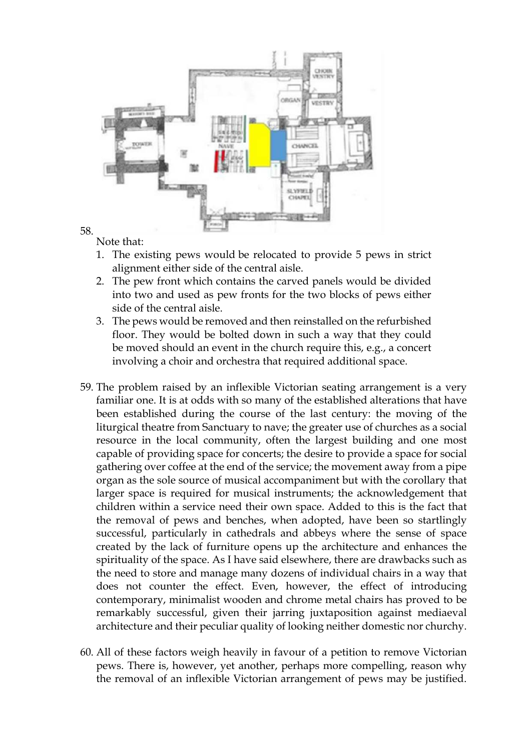58.

Note that:

1. The existing pews would be relocated to provide 5 pews in strict alignment either side of the central aisle.
2. The pew front which contains the carved panels would be divided into two and used as pew fronts for the two blocks of pews either side of the central aisle.
3. The pews would be removed and then reinstalled on the refurbished floor. They would be bolted down in such a way that they could be moved should an event in the church require this, e.g., a concert involving a choir and orchestra that required additional space.

59. The problem raised by an inflexible Victorian seating arrangement is a very familiar one. It is at odds with so many of the established alterations that have been established during the course of the last century: the moving of the liturgical theatre from Sanctuary to nave; the greater use of churches as a social resource in the local community, often the largest building and one most capable of providing space for concerts; the desire to provide a space for social gathering over coffee at the end of the service; the movement away from a pipe organ as the sole source of musical accompaniment but with the corollary that larger space is required for musical instruments; the acknowledgement that children within a service need their own space. Added to this is the fact that the removal of pews and benches, when adopted, have been so startlingly successful, particularly in cathedrals and abbeys where the sense of space created by the lack of furniture opens up the architecture and enhances the spirituality of the space. As I have said elsewhere, there are drawbacks such as the need to store and manage many dozens of individual chairs in a way that does not counter the effect. Even, however, the effect of introducing contemporary, minimalist wooden and chrome metal chairs has proved to be remarkably successful, given their jarring juxtaposition against mediaeval architecture and their peculiar quality of looking neither domestic nor churchy.

60. All of these factors weigh heavily in favour of a petition to remove Victorian pews. There is, however, yet another, perhaps more compelling, reason why the removal of an inflexible Victorian arrangement of pews may be justified.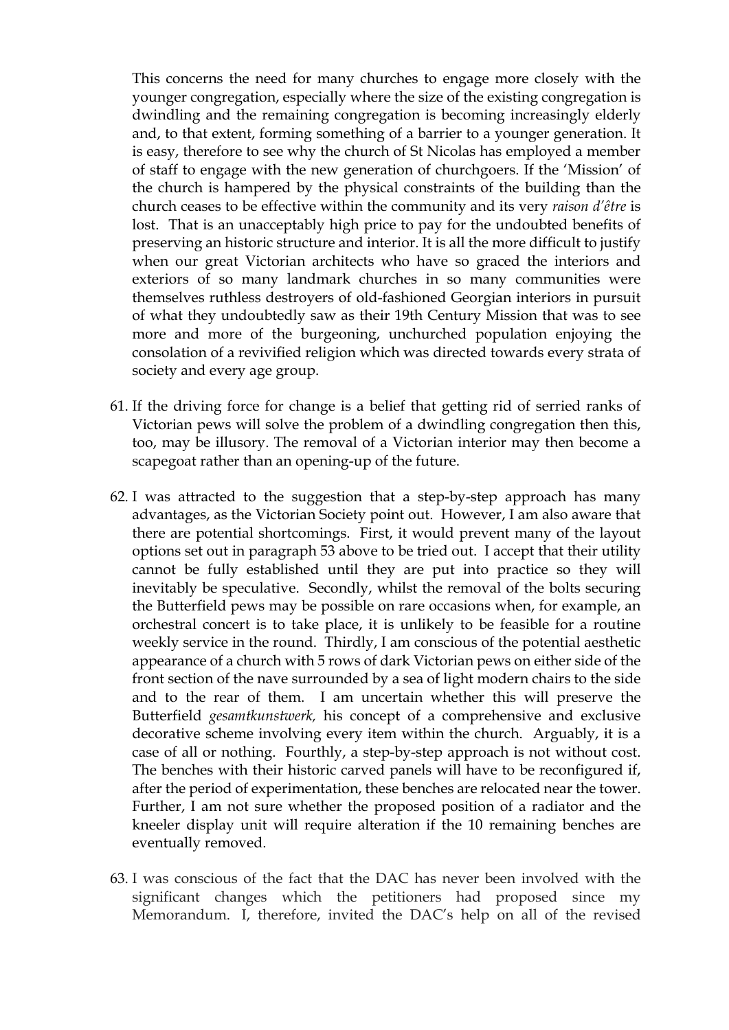This concerns the need for many churches to engage more closely with the younger congregation, especially where the size of the existing congregation is dwindling and the remaining congregation is becoming increasingly elderly and, to that extent, forming something of a barrier to a younger generation. It is easy, therefore to see why the church of St Nicolas has employed a member of staff to engage with the new generation of churchgoers. If the 'Mission' of the church is hampered by the physical constraints of the building than the church ceases to be effective within the community and its very *raison d'être* is lost. That is an unacceptably high price to pay for the undoubted benefits of preserving an historic structure and interior. It is all the more difficult to justify when our great Victorian architects who have so graced the interiors and exteriors of so many landmark churches in so many communities were themselves ruthless destroyers of old-fashioned Georgian interiors in pursuit of what they undoubtedly saw as their 19th Century Mission that was to see more and more of the burgeoning, unchurched population enjoying the consolation of a revivified religion which was directed towards every strata of society and every age group.

61. If the driving force for change is a belief that getting rid of serried ranks of Victorian pews will solve the problem of a dwindling congregation then this, too, may be illusory. The removal of a Victorian interior may then become a scapegoat rather than an opening-up of the future.

62. I was attracted to the suggestion that a step-by-step approach has many advantages, as the Victorian Society point out. However, I am also aware that there are potential shortcomings. First, it would prevent many of the layout options set out in paragraph 53 above to be tried out. I accept that their utility cannot be fully established until they are put into practice so they will inevitably be speculative. Secondly, whilst the removal of the bolts securing the Butterfield pews may be possible on rare occasions when, for example, an orchestral concert is to take place, it is unlikely to be feasible for a routine weekly service in the round. Thirdly, I am conscious of the potential aesthetic appearance of a church with 5 rows of dark Victorian pews on either side of the front section of the nave surrounded by a sea of light modern chairs to the side and to the rear of them. I am uncertain whether this will preserve the Butterfield *gesamtkunstwerk,* his concept of a comprehensive and exclusive decorative scheme involving every item within the church. Arguably, it is a case of all or nothing. Fourthly, a step-by-step approach is not without cost. The benches with their historic carved panels will have to be reconfigured if, after the period of experimentation, these benches are relocated near the tower. Further, I am not sure whether the proposed position of a radiator and the kneeler display unit will require alteration if the 10 remaining benches are eventually removed.

63. I was conscious of the fact that the DAC has never been involved with the significant changes which the petitioners had proposed since my Memorandum. I, therefore, invited the DAC's help on all of the revised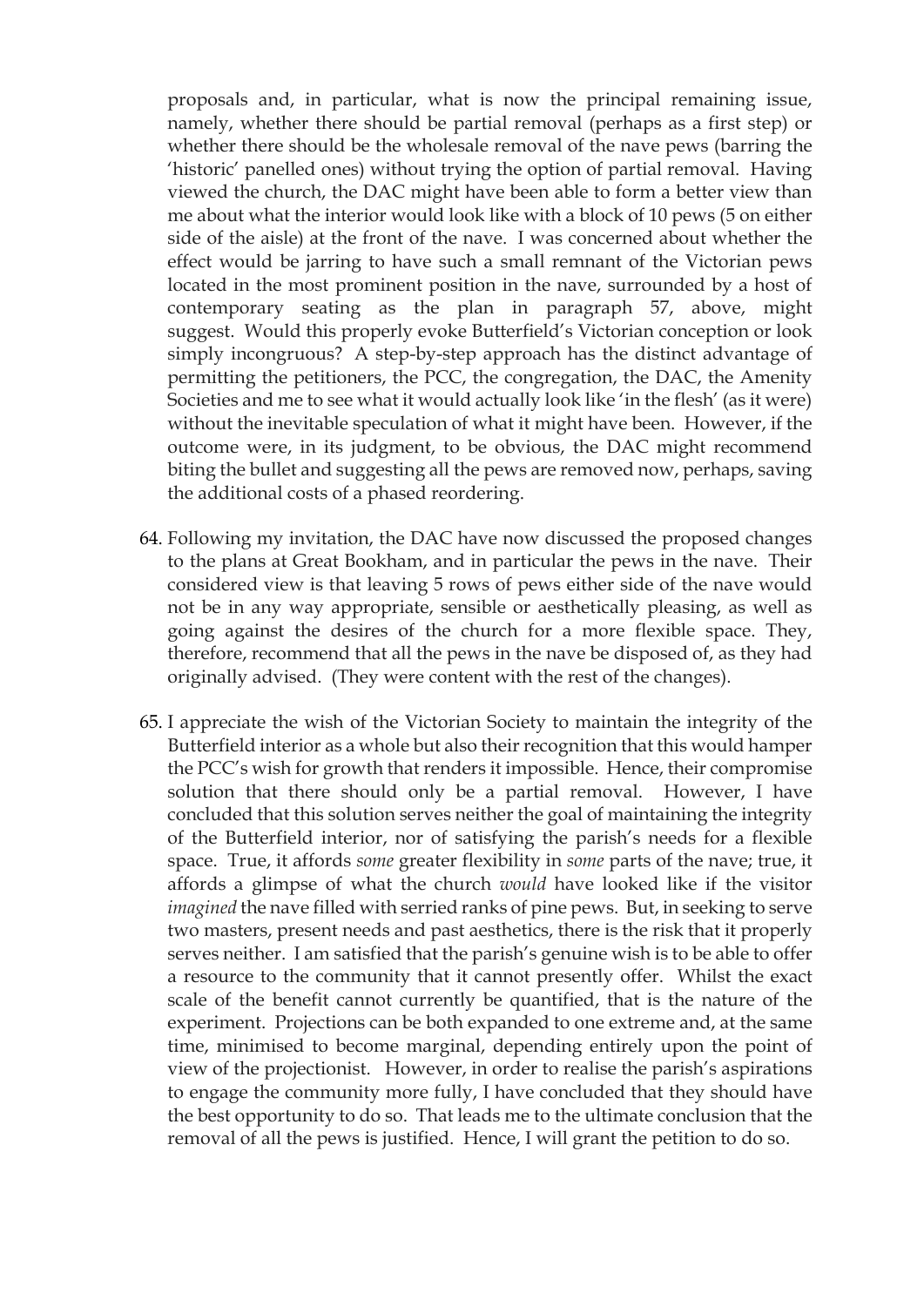proposals and, in particular, what is now the principal remaining issue, namely, whether there should be partial removal (perhaps as a first step) or whether there should be the wholesale removal of the nave pews (barring the 'historic' panelled ones) without trying the option of partial removal. Having viewed the church, the DAC might have been able to form a better view than me about what the interior would look like with a block of 10 pews (5 on either side of the aisle) at the front of the nave. I was concerned about whether the effect would be jarring to have such a small remnant of the Victorian pews located in the most prominent position in the nave, surrounded by a host of contemporary seating as the plan in paragraph 57, above, might suggest. Would this properly evoke Butterfield's Victorian conception or look simply incongruous? A step-by-step approach has the distinct advantage of permitting the petitioners, the PCC, the congregation, the DAC, the Amenity Societies and me to see what it would actually look like 'in the flesh' (as it were) without the inevitable speculation of what it might have been. However, if the outcome were, in its judgment, to be obvious, the DAC might recommend biting the bullet and suggesting all the pews are removed now, perhaps, saving the additional costs of a phased reordering.

64. Following my invitation, the DAC have now discussed the proposed changes to the plans at Great Bookham, and in particular the pews in the nave. Their considered view is that leaving 5 rows of pews either side of the nave would not be in any way appropriate, sensible or aesthetically pleasing, as well as going against the desires of the church for a more flexible space. They, therefore, recommend that all the pews in the nave be disposed of, as they had originally advised. (They were content with the rest of the changes).

65. I appreciate the wish of the Victorian Society to maintain the integrity of the Butterfield interior as a whole but also their recognition that this would hamper the PCC's wish for growth that renders it impossible. Hence, their compromise solution that there should only be a partial removal. However, I have concluded that this solution serves neither the goal of maintaining the integrity of the Butterfield interior, nor of satisfying the parish's needs for a flexible space. True, it affords *some* greater flexibility in *some* parts of the nave; true, it affords a glimpse of what the church *would* have looked like if the visitor *imagined* the nave filled with serried ranks of pine pews. But, in seeking to serve two masters, present needs and past aesthetics, there is the risk that it properly serves neither. I am satisfied that the parish's genuine wish is to be able to offer a resource to the community that it cannot presently offer. Whilst the exact scale of the benefit cannot currently be quantified, that is the nature of the experiment. Projections can be both expanded to one extreme and, at the same time, minimised to become marginal, depending entirely upon the point of view of the projectionist. However, in order to realise the parish's aspirations to engage the community more fully, I have concluded that they should have the best opportunity to do so. That leads me to the ultimate conclusion that the removal of all the pews is justified. Hence, I will grant the petition to do so.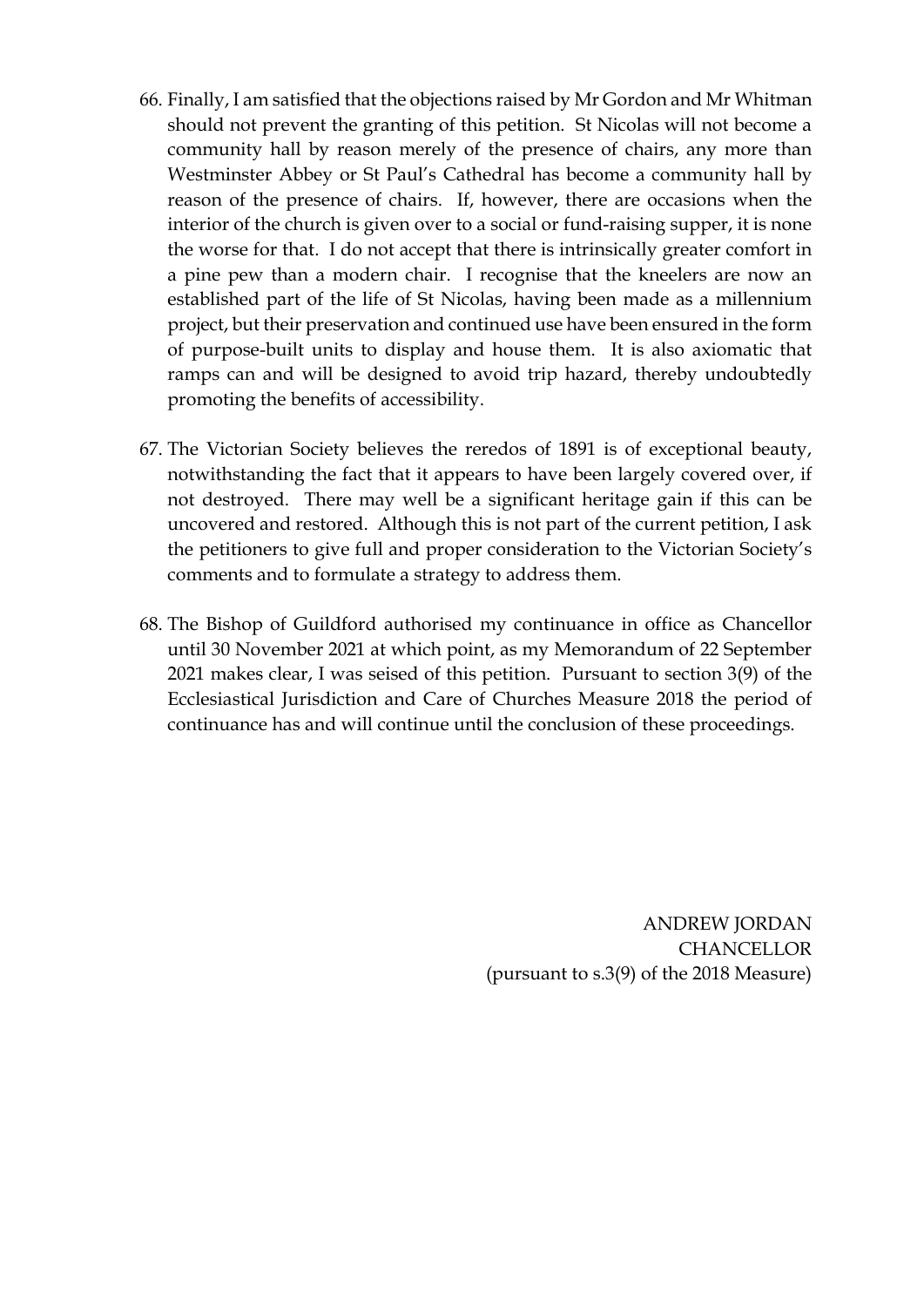66. Finally, I am satisfied that the objections raised by Mr Gordon and Mr Whitman should not prevent the granting of this petition. St Nicolas will not become a community hall by reason merely of the presence of chairs, any more than Westminster Abbey or St Paul's Cathedral has become a community hall by reason of the presence of chairs. If, however, there are occasions when the interior of the church is given over to a social or fund-raising supper, it is none the worse for that. I do not accept that there is intrinsically greater comfort in a pine pew than a modern chair. I recognise that the kneelers are now an established part of the life of St Nicolas, having been made as a millennium project, but their preservation and continued use have been ensured in the form of purpose-built units to display and house them. It is also axiomatic that ramps can and will be designed to avoid trip hazard, thereby undoubtedly promoting the benefits of accessibility.

67. The Victorian Society believes the reredos of 1891 is of exceptional beauty, notwithstanding the fact that it appears to have been largely covered over, if not destroyed. There may well be a significant heritage gain if this can be uncovered and restored. Although this is not part of the current petition, I ask the petitioners to give full and proper consideration to the Victorian Society's comments and to formulate a strategy to address them.

68. The Bishop of Guildford authorised my continuance in office as Chancellor until 30 November 2021 at which point, as my Memorandum of 22 September 2021 makes clear, I was seised of this petition. Pursuant to section 3(9) of the Ecclesiastical Jurisdiction and Care of Churches Measure 2018 the period of continuance has and will continue until the conclusion of these proceedings.

ANDREW JORDAN
CHANCELLOR
(pursuant to s.3(9) of the 2018 Measure)